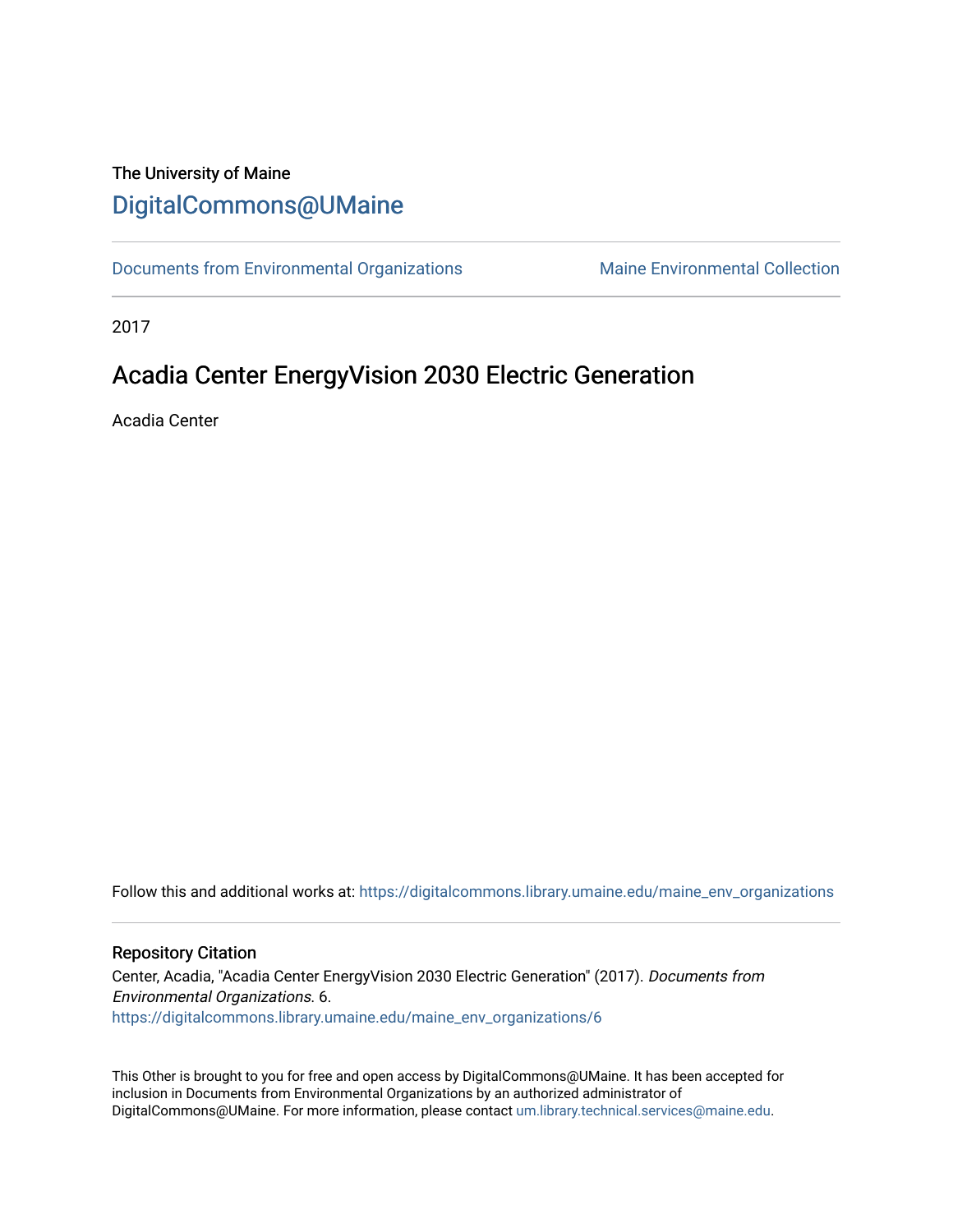The University of Maine

# DigitalCommons@UMaine

Documents from Environmental Organizations | Maine Environmental Collection

2017

## Acadia Center EnergyVision 2030 Electric Generation

Acadia Center

Follow this and additional works at: https://digitalcommons.library.umaine.edu/maine_env_organizations

### Repository Citation

Center, Acadia, "Acadia Center EnergyVision 2030 Electric Generation" (2017). *Documents from Environmental Organizations.* 6.
https://digitalcommons.library.umaine.edu/maine_env_organizations/6

This Other is brought to you for free and open access by DigitalCommons@UMaine. It has been accepted for inclusion in Documents from Environmental Organizations by an authorized administrator of DigitalCommons@UMaine. For more information, please contact um.library.technical.services@maine.edu.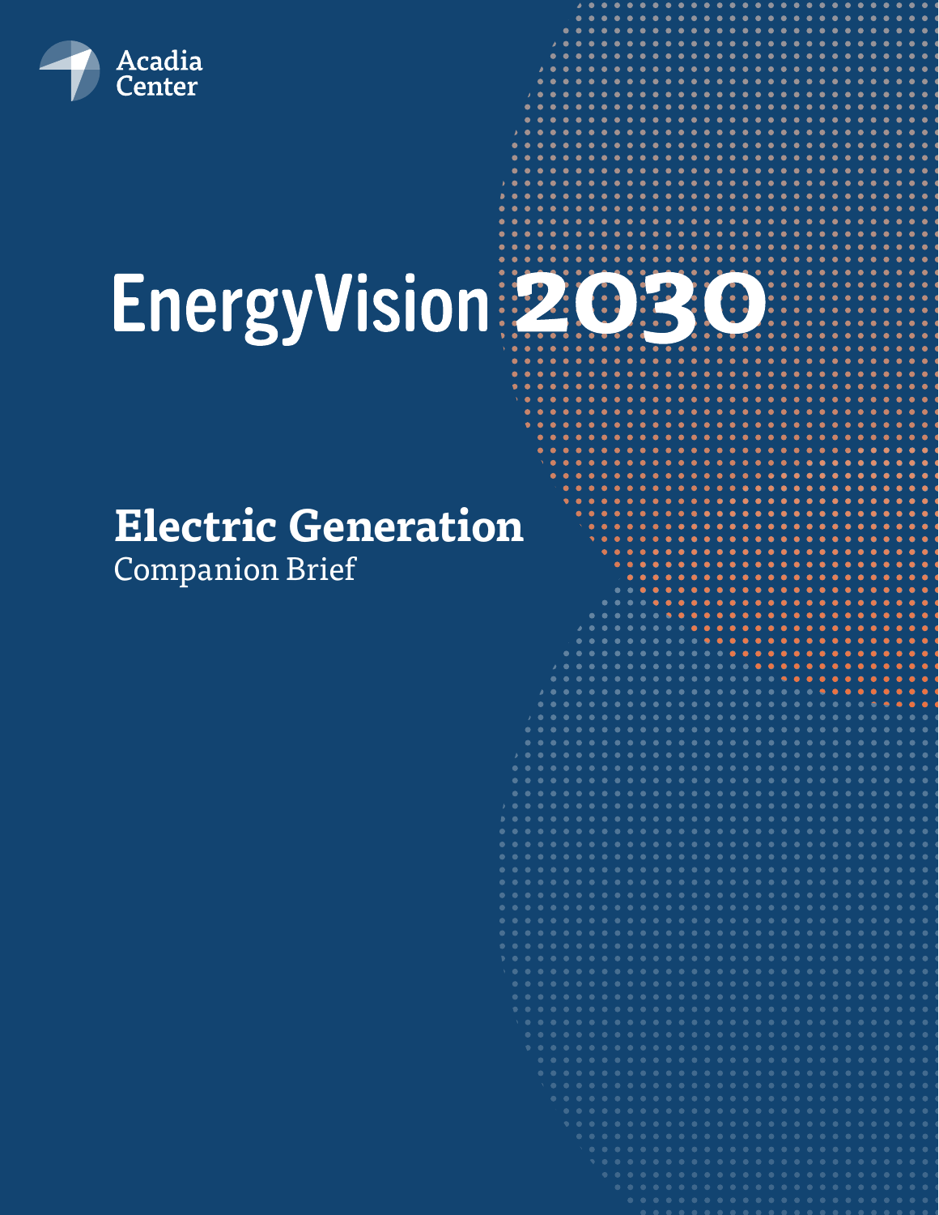Acadia Center

# EnergyVision 2030

## Electric Generation

Companion Brief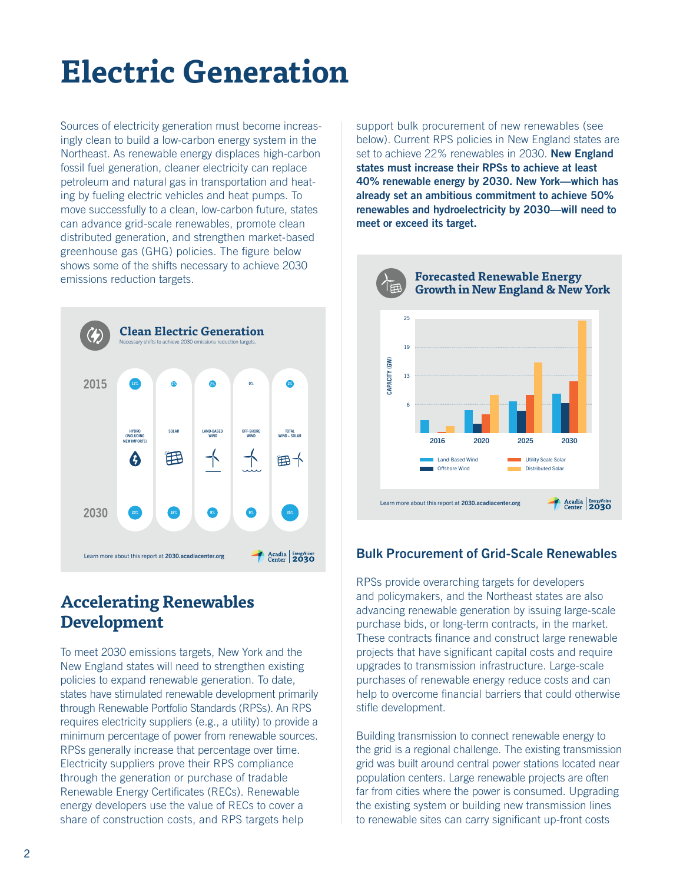# Electric Generation

Sources of electricity generation must become increasingly clean to build a low-carbon energy system in the Northeast. As renewable energy displaces high-carbon fossil fuel generation, cleaner electricity can replace petroleum and natural gas in transportation and heating by fueling electric vehicles and heat pumps. To move successfully to a clean, low-carbon future, states can advance grid-scale renewables, promote clean distributed generation, and strengthen market-based greenhouse gas (GHG) policies. The figure below shows some of the shifts necessary to achieve 2030 emissions reduction targets.

**Clean Electric Generation**

Necessary shifts to achieve 2030 emissions reduction targets.

| | Hydro (including new imports) | Solar | Land-based wind | Off-shore wind | Total wind + solar |
|---|---|---|---|---|---|
| 2015 | 13% | 1% | 2% | 0% | 3% |
| 2030 | 20% | 18% | 9% | 9% | 35% |

Learn more about this report at 2030.acadiacenter.org

## Accelerating Renewables Development

To meet 2030 emissions targets, New York and the New England states will need to strengthen existing policies to expand renewable generation. To date, states have stimulated renewable development primarily through Renewable Portfolio Standards (RPSs). An RPS requires electricity suppliers (e.g., a utility) to provide a minimum percentage of power from renewable sources. RPSs generally increase that percentage over time. Electricity suppliers prove their RPS compliance through the generation or purchase of tradable Renewable Energy Certificates (RECs). Renewable energy developers use the value of RECs to cover a share of construction costs, and RPS targets help support bulk procurement of new renewables (see below). Current RPS policies in New England states are set to achieve 22% renewables in 2030. **New England states must increase their RPSs to achieve at least 40% renewable energy by 2030. New York—which has already set an ambitious commitment to achieve 50% renewables and hydroelectricity by 2030—will need to meet or exceed its target.**

**Forecasted Renewable Energy Growth in New England & New York**

Capacity (GW) by year: Land-Based Wind, Offshore Wind, Utility Scale Solar, Distributed Solar (2016, 2020, 2025, 2030).

Learn more about this report at 2030.acadiacenter.org

### Bulk Procurement of Grid-Scale Renewables

RPSs provide overarching targets for developers and policymakers, and the Northeast states are also advancing renewable generation by issuing large-scale purchase bids, or long-term contracts, in the market. These contracts finance and construct large renewable projects that have significant capital costs and require upgrades to transmission infrastructure. Large-scale purchases of renewable energy reduce costs and can help to overcome financial barriers that could otherwise stifle development.

Building transmission to connect renewable energy to the grid is a regional challenge. The existing transmission grid was built around central power stations located near population centers. Large renewable projects are often far from cities where the power is consumed. Upgrading the existing system or building new transmission lines to renewable sites can carry significant up-front costs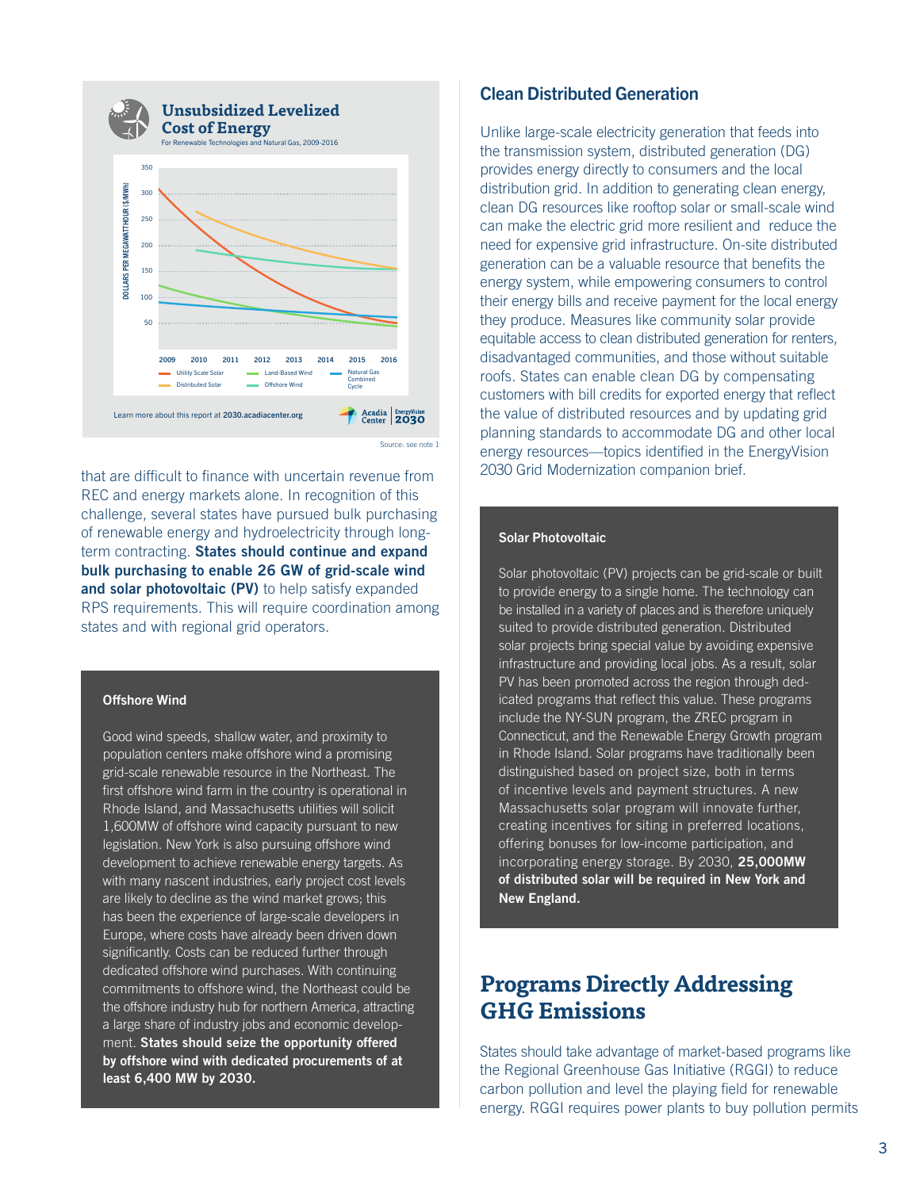**Unsubsidized Levelized Cost of Energy**

For Renewable Technologies and Natural Gas, 2009-2016

Learn more about this report at **2030.acadiacenter.org**

Source: see note 1

that are difficult to finance with uncertain revenue from REC and energy markets alone. In recognition of this challenge, several states have pursued bulk purchasing of renewable energy and hydroelectricity through long-term contracting. **States should continue and expand bulk purchasing to enable 26 GW of grid-scale wind and solar photovoltaic (PV)** to help satisfy expanded RPS requirements. This will require coordination among states and with regional grid operators.

### Offshore Wind

Good wind speeds, shallow water, and proximity to population centers make offshore wind a promising grid-scale renewable resource in the Northeast. The first offshore wind farm in the country is operational in Rhode Island, and Massachusetts utilities will solicit 1,600MW of offshore wind capacity pursuant to new legislation. New York is also pursuing offshore wind development to achieve renewable energy targets. As with many nascent industries, early project cost levels are likely to decline as the wind market grows; this has been the experience of large-scale developers in Europe, where costs have already been driven down significantly. Costs can be reduced further through dedicated offshore wind purchases. With continuing commitments to offshore wind, the Northeast could be the offshore industry hub for northern America, attracting a large share of industry jobs and economic development. **States should seize the opportunity offered by offshore wind with dedicated procurements of at least 6,400 MW by 2030.**

## Clean Distributed Generation

Unlike large-scale electricity generation that feeds into the transmission system, distributed generation (DG) provides energy directly to consumers and the local distribution grid. In addition to generating clean energy, clean DG resources like rooftop solar or small-scale wind can make the electric grid more resilient and reduce the need for expensive grid infrastructure. On-site distributed generation can be a valuable resource that benefits the energy system, while empowering consumers to control their energy bills and receive payment for the local energy they produce. Measures like community solar provide equitable access to clean distributed generation for renters, disadvantaged communities, and those without suitable roofs. States can enable clean DG by compensating customers with bill credits for exported energy that reflect the value of distributed resources and by updating grid planning standards to accommodate DG and other local energy resources—topics identified in the EnergyVision 2030 Grid Modernization companion brief.

### Solar Photovoltaic

Solar photovoltaic (PV) projects can be grid-scale or built to provide energy to a single home. The technology can be installed in a variety of places and is therefore uniquely suited to provide distributed generation. Distributed solar projects bring special value by avoiding expensive infrastructure and providing local jobs. As a result, solar PV has been promoted across the region through dedicated programs that reflect this value. These programs include the NY-SUN program, the ZREC program in Connecticut, and the Renewable Energy Growth program in Rhode Island. Solar programs have traditionally been distinguished based on project size, both in terms of incentive levels and payment structures. A new Massachusetts solar program will innovate further, creating incentives for siting in preferred locations, offering bonuses for low-income participation, and incorporating energy storage. By 2030, **25,000MW of distributed solar will be required in New York and New England.**

# Programs Directly Addressing GHG Emissions

States should take advantage of market-based programs like the Regional Greenhouse Gas Initiative (RGGI) to reduce carbon pollution and level the playing field for renewable energy. RGGI requires power plants to buy pollution permits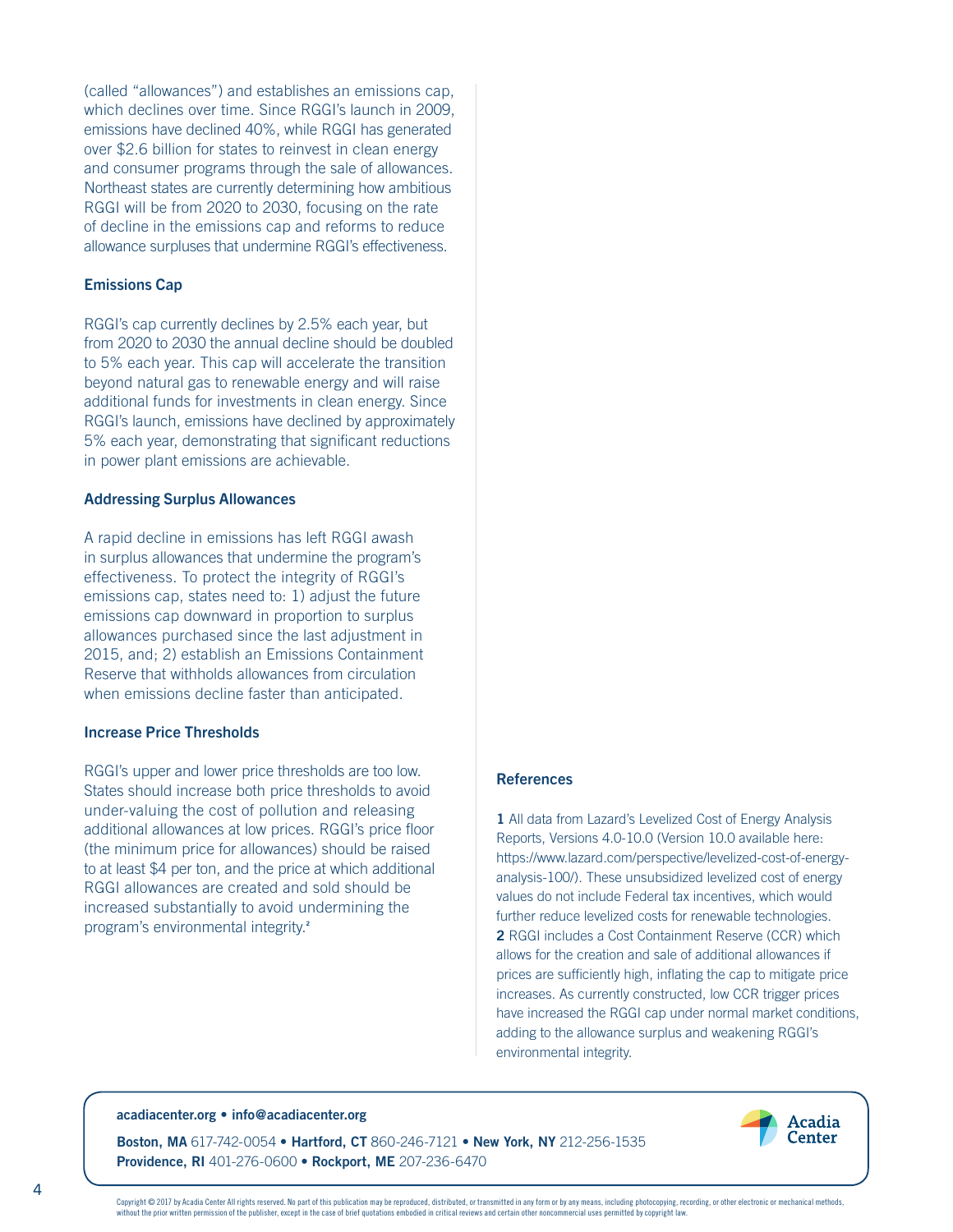(called "allowances") and establishes an emissions cap, which declines over time. Since RGGI's launch in 2009, emissions have declined 40%, while RGGI has generated over $2.6 billion for states to reinvest in clean energy and consumer programs through the sale of allowances. Northeast states are currently determining how ambitious RGGI will be from 2020 to 2030, focusing on the rate of decline in the emissions cap and reforms to reduce allowance surpluses that undermine RGGI's effectiveness.

### Emissions Cap

RGGI's cap currently declines by 2.5% each year, but from 2020 to 2030 the annual decline should be doubled to 5% each year. This cap will accelerate the transition beyond natural gas to renewable energy and will raise additional funds for investments in clean energy. Since RGGI's launch, emissions have declined by approximately 5% each year, demonstrating that significant reductions in power plant emissions are achievable.

### Addressing Surplus Allowances

A rapid decline in emissions has left RGGI awash in surplus allowances that undermine the program's effectiveness. To protect the integrity of RGGI's emissions cap, states need to: 1) adjust the future emissions cap downward in proportion to surplus allowances purchased since the last adjustment in 2015, and; 2) establish an Emissions Containment Reserve that withholds allowances from circulation when emissions decline faster than anticipated.

### Increase Price Thresholds

RGGI's upper and lower price thresholds are too low. States should increase both price thresholds to avoid under-valuing the cost of pollution and releasing additional allowances at low prices. RGGI's price floor (the minimum price for allowances) should be raised to at least $4 per ton, and the price at which additional RGGI allowances are created and sold should be increased substantially to avoid undermining the program's environmental integrity.[2]

### References

**1** All data from Lazard's Levelized Cost of Energy Analysis Reports, Versions 4.0-10.0 (Version 10.0 available here: https://www.lazard.com/perspective/levelized-cost-of-energy-analysis-100/). These unsubsidized levelized cost of energy values do not include Federal tax incentives, which would further reduce levelized costs for renewable technologies.

**2** RGGI includes a Cost Containment Reserve (CCR) which allows for the creation and sale of additional allowances if prices are sufficiently high, inflating the cap to mitigate price increases. As currently constructed, low CCR trigger prices have increased the RGGI cap under normal market conditions, adding to the allowance surplus and weakening RGGI's environmental integrity.

**acadiacenter.org • info@acadiacenter.org**

**Boston, MA** 617-742-0054 • **Hartford, CT** 860-246-7121 • **New York, NY** 212-256-1535
**Providence, RI** 401-276-0600 • **Rockport, ME** 207-236-6470

Acadia Center

Copyright © 2017 by Acadia Center All rights reserved. No part of this publication may be reproduced, distributed, or transmitted in any form or by any means, including photocopying, recording, or other electronic or mechanical methods, without the prior written permission of the publisher, except in the case of brief quotations embodied in critical reviews and certain other noncommercial uses permitted by copyright law.